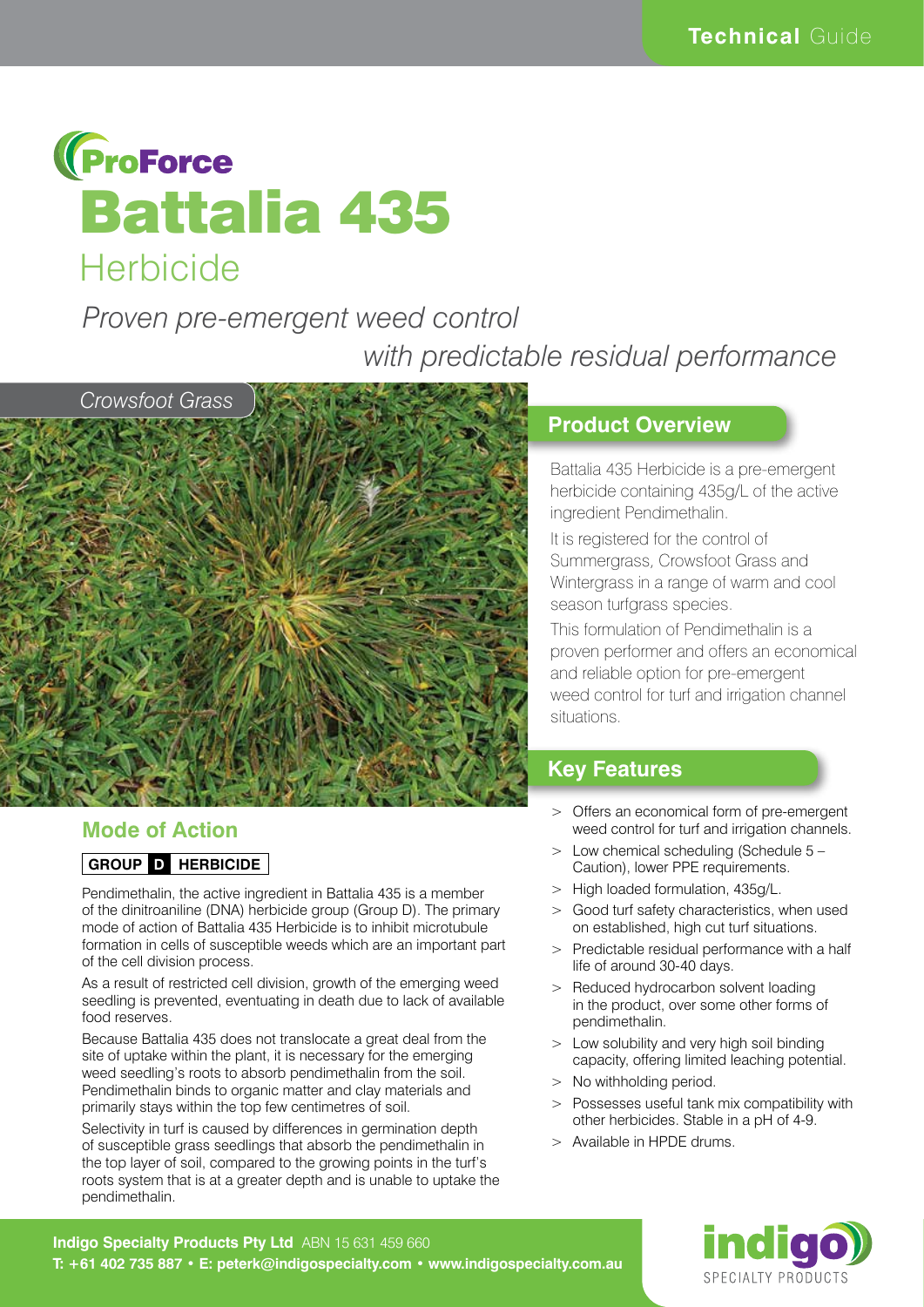Technical Guide

ProForce

# Battalia 435

## Herbicide

*Proven pre-emergent weed control with predictable residual performance*

*Crowsfoot Grass*

## Product Overview

Battalia 435 Herbicide is a pre-emergent herbicide containing 435g/L of the active ingredient Pendimethalin.

It is registered for the control of Summergrass, Crowsfoot Grass and Wintergrass in a range of warm and cool season turfgrass species.

This formulation of Pendimethalin is a proven performer and offers an economical and reliable option for pre-emergent weed control for turf and irrigation channel situations.

## Key Features

- Offers an economical form of pre-emergent weed control for turf and irrigation channels.
- Low chemical scheduling (Schedule 5 – Caution), lower PPE requirements.
- High loaded formulation, 435g/L.
- Good turf safety characteristics, when used on established, high cut turf situations.
- Predictable residual performance with a half life of around 30-40 days.
- Reduced hydrocarbon solvent loading in the product, over some other forms of pendimethalin.
- Low solubility and very high soil binding capacity, offering limited leaching potential.
- No withholding period.
- Possesses useful tank mix compatibility with other herbicides. Stable in a pH of 4-9.
- Available in HPDE drums.

## Mode of Action

**GROUP D HERBICIDE**

Pendimethalin, the active ingredient in Battalia 435 is a member of the dinitroaniline (DNA) herbicide group (Group D). The primary mode of action of Battalia 435 Herbicide is to inhibit microtubule formation in cells of susceptible weeds which are an important part of the cell division process.

As a result of restricted cell division, growth of the emerging weed seedling is prevented, eventuating in death due to lack of available food reserves.

Because Battalia 435 does not translocate a great deal from the site of uptake within the plant, it is necessary for the emerging weed seedling's roots to absorb pendimethalin from the soil. Pendimethalin binds to organic matter and clay materials and primarily stays within the top few centimetres of soil.

Selectivity in turf is caused by differences in germination depth of susceptible grass seedlings that absorb the pendimethalin in the top layer of soil, compared to the growing points in the turf's roots system that is at a greater depth and is unable to uptake the pendimethalin.

**Indigo Specialty Products Pty Ltd** ABN 15 631 459 660
**T: +61 402 735 887 • E: peterk@indigospecialty.com • www.indigospecialty.com.au**

indigo SPECIALTY PRODUCTS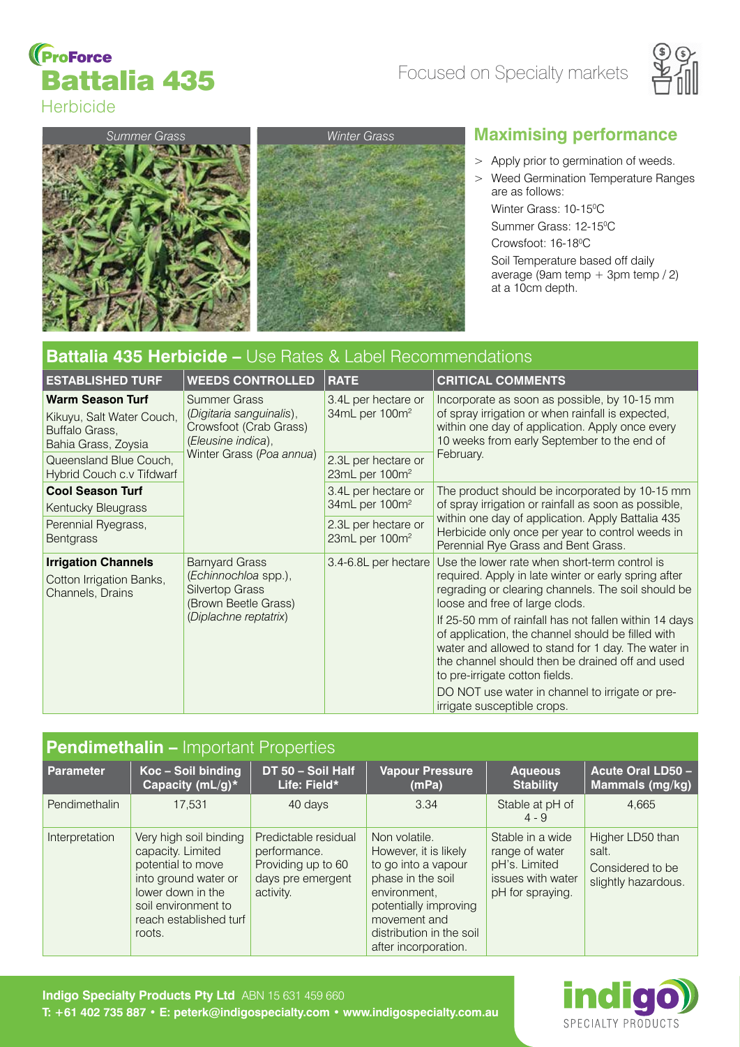ProForce

# Battalia 435

Herbicide

Focused on Specialty markets

Summer Grass

Winter Grass

## Maximising performance

> Apply prior to germination of weeds.

> Weed Germination Temperature Ranges are as follows:

Winter Grass: 10-15$^0$C

Summer Grass: 12-15$^0$C

Crowsfoot: 16-18$^0$C

Soil Temperature based off daily average (9am temp + 3pm temp / 2) at a 10cm depth.

## Battalia 435 Herbicide – Use Rates & Label Recommendations

| ESTABLISHED TURF | WEEDS CONTROLLED | RATE | CRITICAL COMMENTS |
|---|---|---|---|
| **Warm Season Turf** Kikuyu, Salt Water Couch, Buffalo Grass, Bahia Grass, Zoysia | Summer Grass (*Digitaria sanguinalis*), Crowsfoot (Crab Grass) (*Eleusine indica*), Winter Grass (*Poa annua*) | 3.4L per hectare or 34mL per 100m$^2$ | Incorporate as soon as possible, by 10-15 mm of spray irrigation or when rainfall is expected, within one day of application. Apply once every 10 weeks from early September to the end of February. |
| Queensland Blue Couch, Hybrid Couch c.v Tifdwarf | | 2.3L per hectare or 23mL per 100m$^2$ | |
| **Cool Season Turf** Kentucky Bleugrass | | 3.4L per hectare or 34mL per 100m$^2$ | The product should be incorporated by 10-15 mm of spray irrigation or rainfall as soon as possible, within one day of application. Apply Battalia 435 Herbicide only once per year to control weeds in Perennial Rye Grass and Bent Grass. |
| Perennial Ryegrass, Bentgrass | | 2.3L per hectare or 23mL per 100m$^2$ | |
| **Irrigation Channels** Cotton Irrigation Banks, Channels, Drains | Barnyard Grass (*Echinnochloa* spp.), Silvertop Grass (Brown Beetle Grass) (*Diplachne reptatrix*) | 3.4-6.8L per hectare | Use the lower rate when short-term control is required. Apply in late winter or early spring after regrading or clearing channels. The soil should be loose and free of large clods. If 25-50 mm of rainfall has not fallen within 14 days of application, the channel should be filled with water and allowed to stand for 1 day. The water in the channel should then be drained off and used to pre-irrigate cotton fields. DO NOT use water in channel to irrigate or pre-irrigate susceptible crops. |

## Pendimethalin – Important Properties

| Parameter | Koc – Soil binding Capacity (mL/g)* | DT 50 – Soil Half Life: Field* | Vapour Pressure (mPa) | Aqueous Stability | Acute Oral LD50 – Mammals (mg/kg) |
|---|---|---|---|---|---|
| Pendimethalin | 17,531 | 40 days | 3.34 | Stable at pH of 4 - 9 | 4,665 |
| Interpretation | Very high soil binding capacity. Limited potential to move into ground water or lower down in the soil environment to reach established turf roots. | Predictable residual performance. Providing up to 60 days pre emergent activity. | Non volatile. However, it is likely to go into a vapour phase in the soil environment, potentially improving movement and distribution in the soil after incorporation. | Stable in a wide range of water pH's. Limited issues with water pH for spraying. | Higher LD50 than salt. Considered to be slightly hazardous. |

**Indigo Specialty Products Pty Ltd** ABN 15 631 459 660

**T: +61 402 735 887 • E: peterk@indigospecialty.com • www.indigospecialty.com.au**

indigo SPECIALTY PRODUCTS